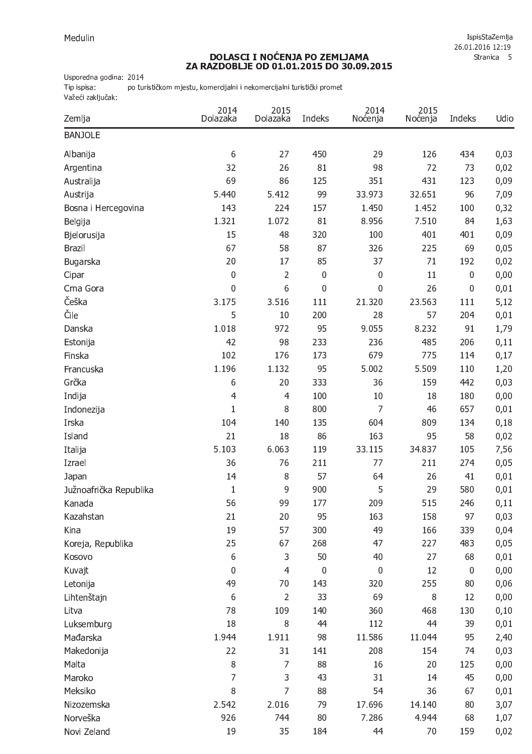Medulin

# DOLASCI I NOĆENJA PO ZEMLJAMA
## ZA RAZDOBLJE OD 01.01.2015 DO 30.09.2015

IspisStaZemlja
26.01.2016 12:19

Usporedna godina: 2014
Tip ispisa: po turističkom mjestu, komercijalni i nekomercijalni turistički promet
Važeći zaključak:

| Zemlja | 2014 Dolazaka | 2015 Dolazaka | Indeks | 2014 Noćenja | 2015 Noćenja | Indeks | Udio |
|---|---|---|---|---|---|---|---|
| **BANJOLE** | | | | | | | |
| Albanija | 6 | 27 | 450 | 29 | 126 | 434 | 0,03 |
| Argentina | 32 | 26 | 81 | 98 | 72 | 73 | 0,02 |
| Australija | 69 | 86 | 125 | 351 | 431 | 123 | 0,09 |
| Austrija | 5.440 | 5.412 | 99 | 33.973 | 32.651 | 96 | 7,09 |
| Bosna i Hercegovina | 143 | 224 | 157 | 1.450 | 1.452 | 100 | 0,32 |
| Belgija | 1.321 | 1.072 | 81 | 8.956 | 7.510 | 84 | 1,63 |
| Bjelorusija | 15 | 48 | 320 | 100 | 401 | 401 | 0,09 |
| Brazil | 67 | 58 | 87 | 326 | 225 | 69 | 0,05 |
| Bugarska | 20 | 17 | 85 | 37 | 71 | 192 | 0,02 |
| Cipar | 0 | 2 | 0 | 0 | 11 | 0 | 0,00 |
| Crna Gora | 0 | 6 | 0 | 0 | 26 | 0 | 0,01 |
| Češka | 3.175 | 3.516 | 111 | 21.320 | 23.563 | 111 | 5,12 |
| Čile | 5 | 10 | 200 | 28 | 57 | 204 | 0,01 |
| Danska | 1.018 | 972 | 95 | 9.055 | 8.232 | 91 | 1,79 |
| Estonija | 42 | 98 | 233 | 236 | 485 | 206 | 0,11 |
| Finska | 102 | 176 | 173 | 679 | 775 | 114 | 0,17 |
| Francuska | 1.196 | 1.132 | 95 | 5.002 | 5.509 | 110 | 1,20 |
| Grčka | 6 | 20 | 333 | 36 | 159 | 442 | 0,03 |
| Indija | 4 | 4 | 100 | 10 | 18 | 180 | 0,00 |
| Indonezija | 1 | 8 | 800 | 7 | 46 | 657 | 0,01 |
| Irska | 104 | 140 | 135 | 604 | 809 | 134 | 0,18 |
| Island | 21 | 18 | 86 | 163 | 95 | 58 | 0,02 |
| Italija | 5.103 | 6.063 | 119 | 33.115 | 34.837 | 105 | 7,56 |
| Izrael | 36 | 76 | 211 | 77 | 211 | 274 | 0,05 |
| Japan | 14 | 8 | 57 | 64 | 26 | 41 | 0,01 |
| Južnoafrička Republika | 1 | 9 | 900 | 5 | 29 | 580 | 0,01 |
| Kanada | 56 | 99 | 177 | 209 | 515 | 246 | 0,11 |
| Kazahstan | 21 | 20 | 95 | 163 | 158 | 97 | 0,03 |
| Kina | 19 | 57 | 300 | 49 | 166 | 339 | 0,04 |
| Koreja, Republika | 25 | 67 | 268 | 47 | 227 | 483 | 0,05 |
| Kosovo | 6 | 3 | 50 | 40 | 27 | 68 | 0,01 |
| Kuvajt | 0 | 4 | 0 | 0 | 12 | 0 | 0,00 |
| Letonija | 49 | 70 | 143 | 320 | 255 | 80 | 0,06 |
| Lihtenštajn | 6 | 2 | 33 | 69 | 8 | 12 | 0,00 |
| Litva | 78 | 109 | 140 | 360 | 468 | 130 | 0,10 |
| Luksemburg | 18 | 8 | 44 | 112 | 44 | 39 | 0,01 |
| Mađarska | 1.944 | 1.911 | 98 | 11.586 | 11.044 | 95 | 2,40 |
| Makedonija | 22 | 31 | 141 | 208 | 154 | 74 | 0,03 |
| Malta | 8 | 7 | 88 | 16 | 20 | 125 | 0,00 |
| Maroko | 7 | 3 | 43 | 31 | 14 | 45 | 0,00 |
| Meksiko | 8 | 7 | 88 | 54 | 36 | 67 | 0,01 |
| Nizozemska | 2.542 | 2.016 | 79 | 17.696 | 14.140 | 80 | 3,07 |
| Norveška | 926 | 744 | 80 | 7.286 | 4.944 | 68 | 1,07 |
| Novi Zeland | 19 | 35 | 184 | 44 | 70 | 159 | 0,02 |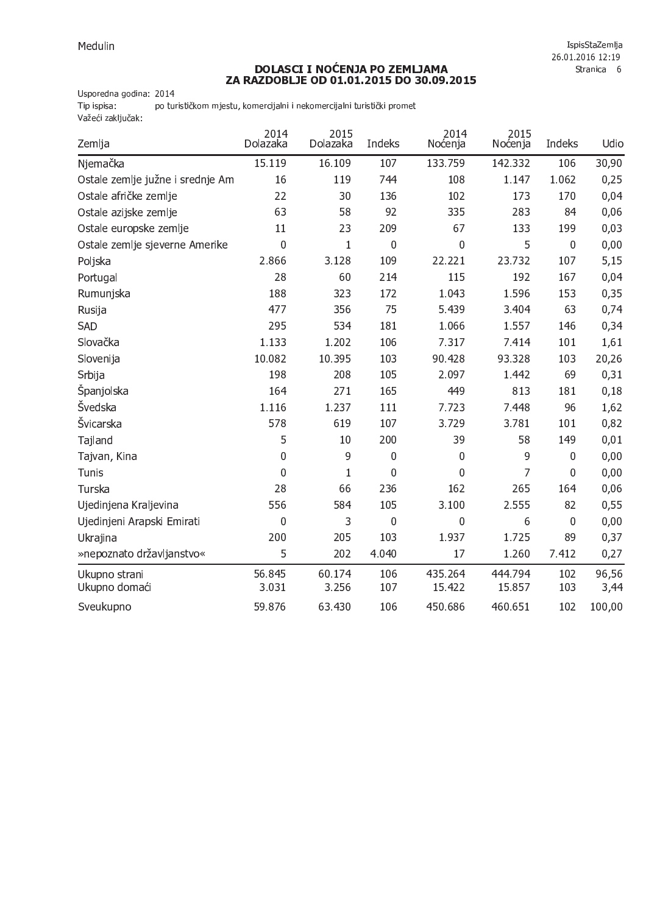Medulin

## DOLASCI I NOĆENJA PO ZEMLJAMA
## ZA RAZDOBLJE OD 01.01.2015 DO 30.09.2015

Usporedna godina: 2014

Tip ispisa: po turističkom mjestu, komercijalni i nekomercijalni turistički promet

Važeći zaključak:

| Zemlja | 2014 Dolazaka | 2015 Dolazaka | Indeks | 2014 Noćenja | 2015 Noćenja | Indeks | Udio |
|---|---|---|---|---|---|---|---|
| Njemačka | 15.119 | 16.109 | 107 | 133.759 | 142.332 | 106 | 30,90 |
| Ostale zemlje južne i srednje Am | 16 | 119 | 744 | 108 | 1.147 | 1.062 | 0,25 |
| Ostale afričke zemlje | 22 | 30 | 136 | 102 | 173 | 170 | 0,04 |
| Ostale azijske zemlje | 63 | 58 | 92 | 335 | 283 | 84 | 0,06 |
| Ostale europske zemlje | 11 | 23 | 209 | 67 | 133 | 199 | 0,03 |
| Ostale zemlje sjeverne Amerike | 0 | 1 | 0 | 0 | 5 | 0 | 0,00 |
| Poljska | 2.866 | 3.128 | 109 | 22.221 | 23.732 | 107 | 5,15 |
| Portugal | 28 | 60 | 214 | 115 | 192 | 167 | 0,04 |
| Rumunjska | 188 | 323 | 172 | 1.043 | 1.596 | 153 | 0,35 |
| Rusija | 477 | 356 | 75 | 5.439 | 3.404 | 63 | 0,74 |
| SAD | 295 | 534 | 181 | 1.066 | 1.557 | 146 | 0,34 |
| Slovačka | 1.133 | 1.202 | 106 | 7.317 | 7.414 | 101 | 1,61 |
| Slovenija | 10.082 | 10.395 | 103 | 90.428 | 93.328 | 103 | 20,26 |
| Srbija | 198 | 208 | 105 | 2.097 | 1.442 | 69 | 0,31 |
| Španjolska | 164 | 271 | 165 | 449 | 813 | 181 | 0,18 |
| Švedska | 1.116 | 1.237 | 111 | 7.723 | 7.448 | 96 | 1,62 |
| Švicarska | 578 | 619 | 107 | 3.729 | 3.781 | 101 | 0,82 |
| Tajland | 5 | 10 | 200 | 39 | 58 | 149 | 0,01 |
| Tajvan, Kina | 0 | 9 | 0 | 0 | 9 | 0 | 0,00 |
| Tunis | 0 | 1 | 0 | 0 | 7 | 0 | 0,00 |
| Turska | 28 | 66 | 236 | 162 | 265 | 164 | 0,06 |
| Ujedinjena Kraljevina | 556 | 584 | 105 | 3.100 | 2.555 | 82 | 0,55 |
| Ujedinjeni Arapski Emirati | 0 | 3 | 0 | 0 | 6 | 0 | 0,00 |
| Ukrajina | 200 | 205 | 103 | 1.937 | 1.725 | 89 | 0,37 |
| »nepoznato državljanstvo« | 5 | 202 | 4.040 | 17 | 1.260 | 7.412 | 0,27 |
| Ukupno strani | 56.845 | 60.174 | 106 | 435.264 | 444.794 | 102 | 96,56 |
| Ukupno domaći | 3.031 | 3.256 | 107 | 15.422 | 15.857 | 103 | 3,44 |
| Sveukupno | 59.876 | 63.430 | 106 | 450.686 | 460.651 | 102 | 100,00 |